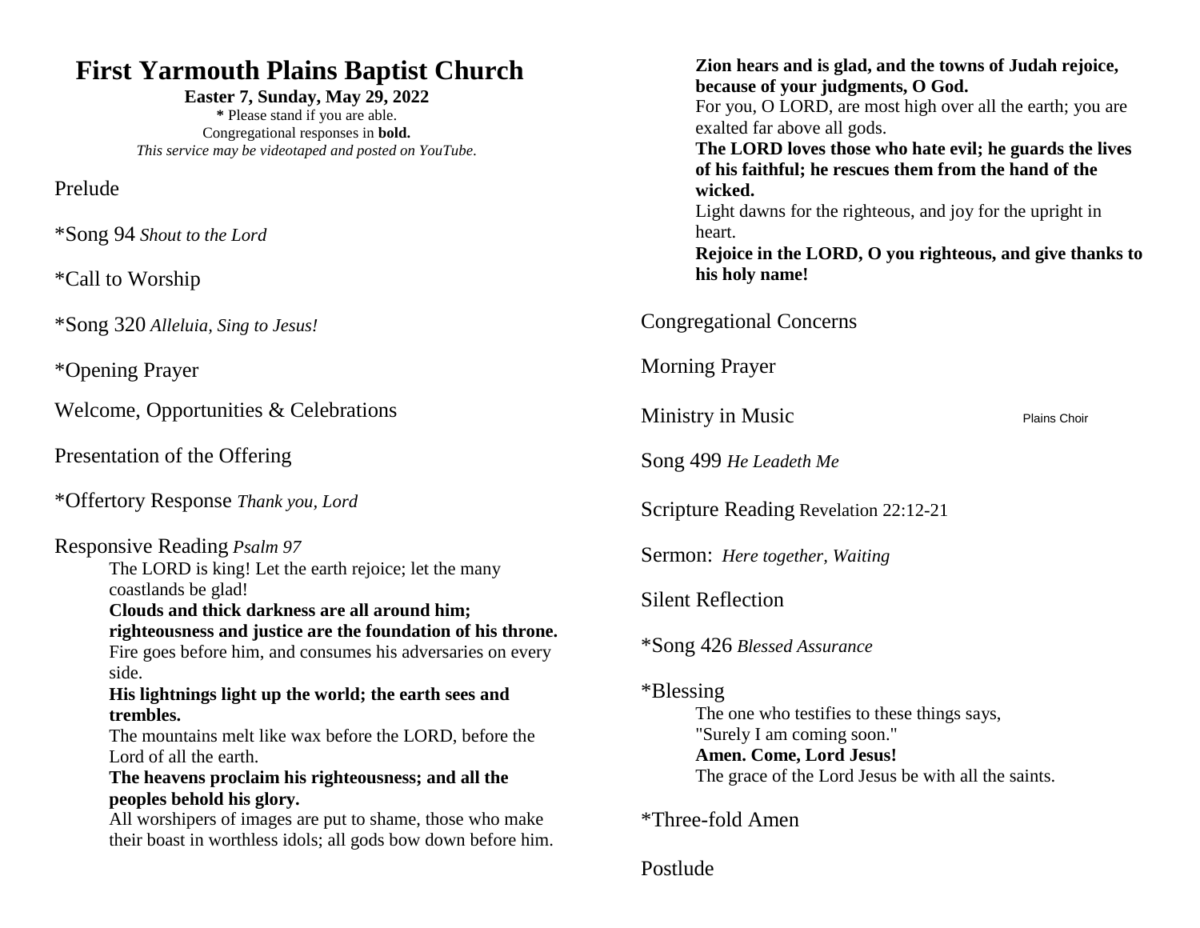# First Yarmouth Plains Baptist Church

**Easter 7, Sunday, May 29, 2022**

**\*** Please stand if you are able.

Congregational responses in **bold.**

*This service may be videotaped and posted on YouTube.*

Prelude

\*Song 94 *Shout to the Lord*

\*Call to Worship

\*Song 320 *Alleluia, Sing to Jesus!*

\*Opening Prayer

Welcome, Opportunities & Celebrations

Presentation of the Offering

\*Offertory Response *Thank you, Lord*

Responsive Reading *Psalm 97*

> The LORD is king! Let the earth rejoice; let the many coastlands be glad!
>
> **Clouds and thick darkness are all around him; righteousness and justice are the foundation of his throne.**
>
> Fire goes before him, and consumes his adversaries on every side.
>
> **His lightnings light up the world; the earth sees and trembles.**
>
> The mountains melt like wax before the LORD, before the Lord of all the earth.
>
> **The heavens proclaim his righteousness; and all the peoples behold his glory.**
>
> All worshipers of images are put to shame, those who make their boast in worthless idols; all gods bow down before him.
>
> **Zion hears and is glad, and the towns of Judah rejoice, because of your judgments, O God.**
>
> For you, O LORD, are most high over all the earth; you are exalted far above all gods.
>
> **The LORD loves those who hate evil; he guards the lives of his faithful; he rescues them from the hand of the wicked.**
>
> Light dawns for the righteous, and joy for the upright in heart.
>
> **Rejoice in the LORD, O you righteous, and give thanks to his holy name!**

Congregational Concerns

Morning Prayer

Ministry in Music — Plains Choir

Song 499 *He Leadeth Me*

Scripture Reading Revelation 22:12-21

Sermon: *Here together, Waiting*

Silent Reflection

\*Song 426 *Blessed Assurance*

\*Blessing

> The one who testifies to these things says,
> "Surely I am coming soon."
> **Amen. Come, Lord Jesus!**
> The grace of the Lord Jesus be with all the saints.

\*Three-fold Amen

Postlude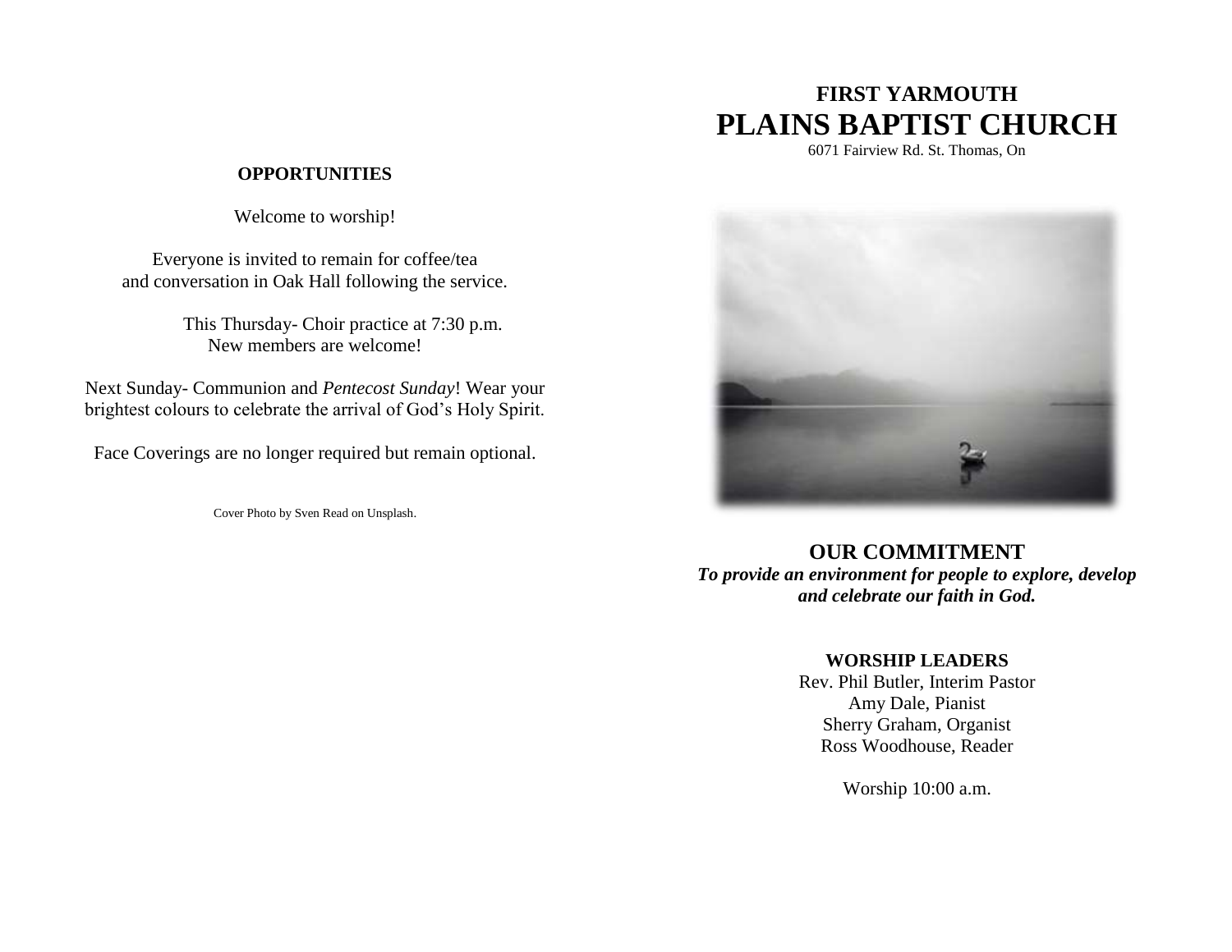## OPPORTUNITIES

Welcome to worship!

Everyone is invited to remain for coffee/tea and conversation in Oak Hall following the service.

This Thursday- Choir practice at 7:30 p.m. New members are welcome!

Next Sunday- Communion and *Pentecost Sunday*! Wear your brightest colours to celebrate the arrival of God's Holy Spirit.

Face Coverings are no longer required but remain optional.

Cover Photo by Sven Read on Unsplash.

**FIRST YARMOUTH**

# PLAINS BAPTIST CHURCH

6071 Fairview Rd. St. Thomas, On

## OUR COMMITMENT

***To provide an environment for people to explore, develop and celebrate our faith in God.***

**WORSHIP LEADERS**

Rev. Phil Butler, Interim Pastor
Amy Dale, Pianist
Sherry Graham, Organist
Ross Woodhouse, Reader

Worship 10:00 a.m.